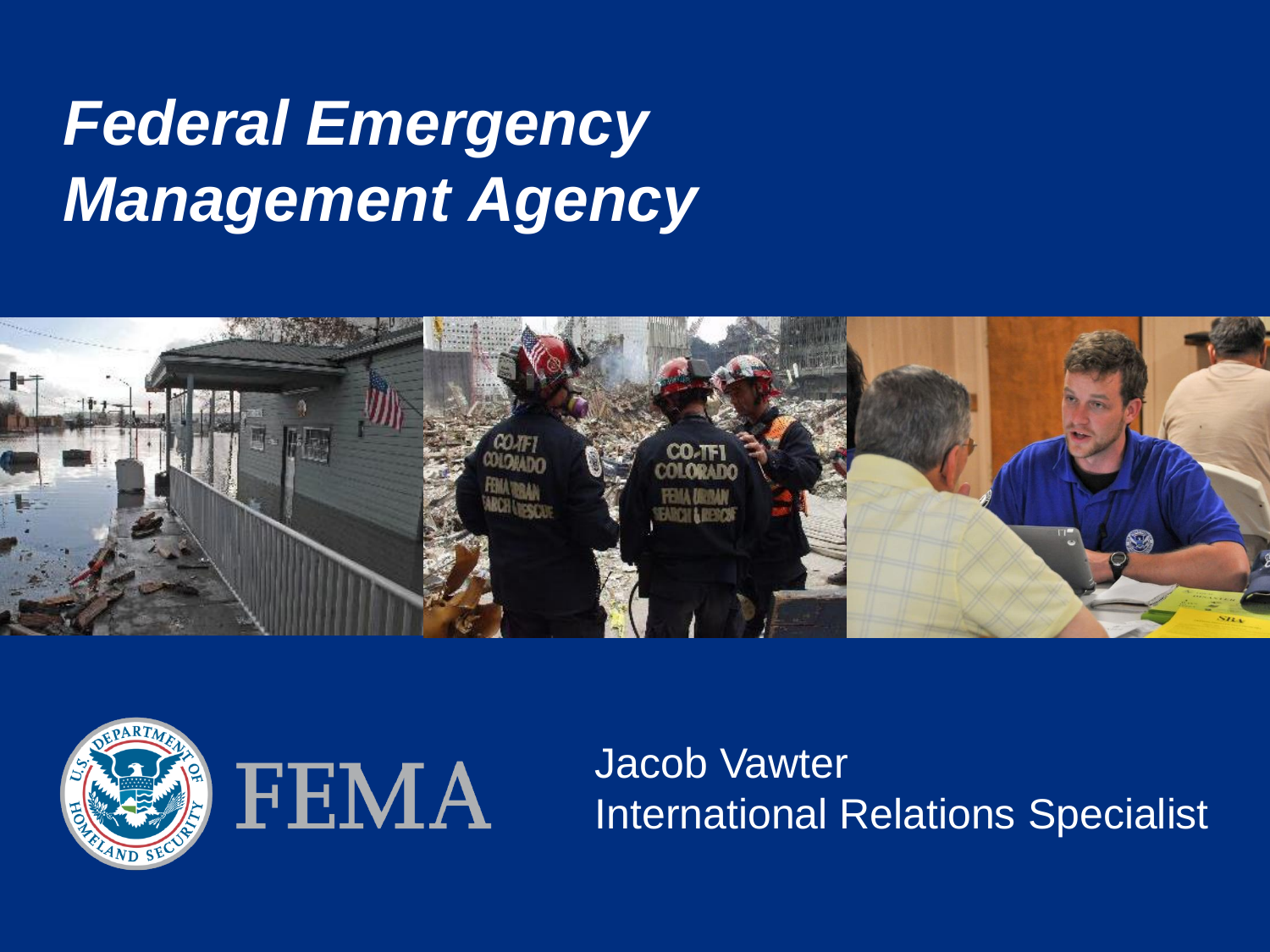# *Federal Emergency Management Agency*

FEMA

Jacob Vawter
International Relations Specialist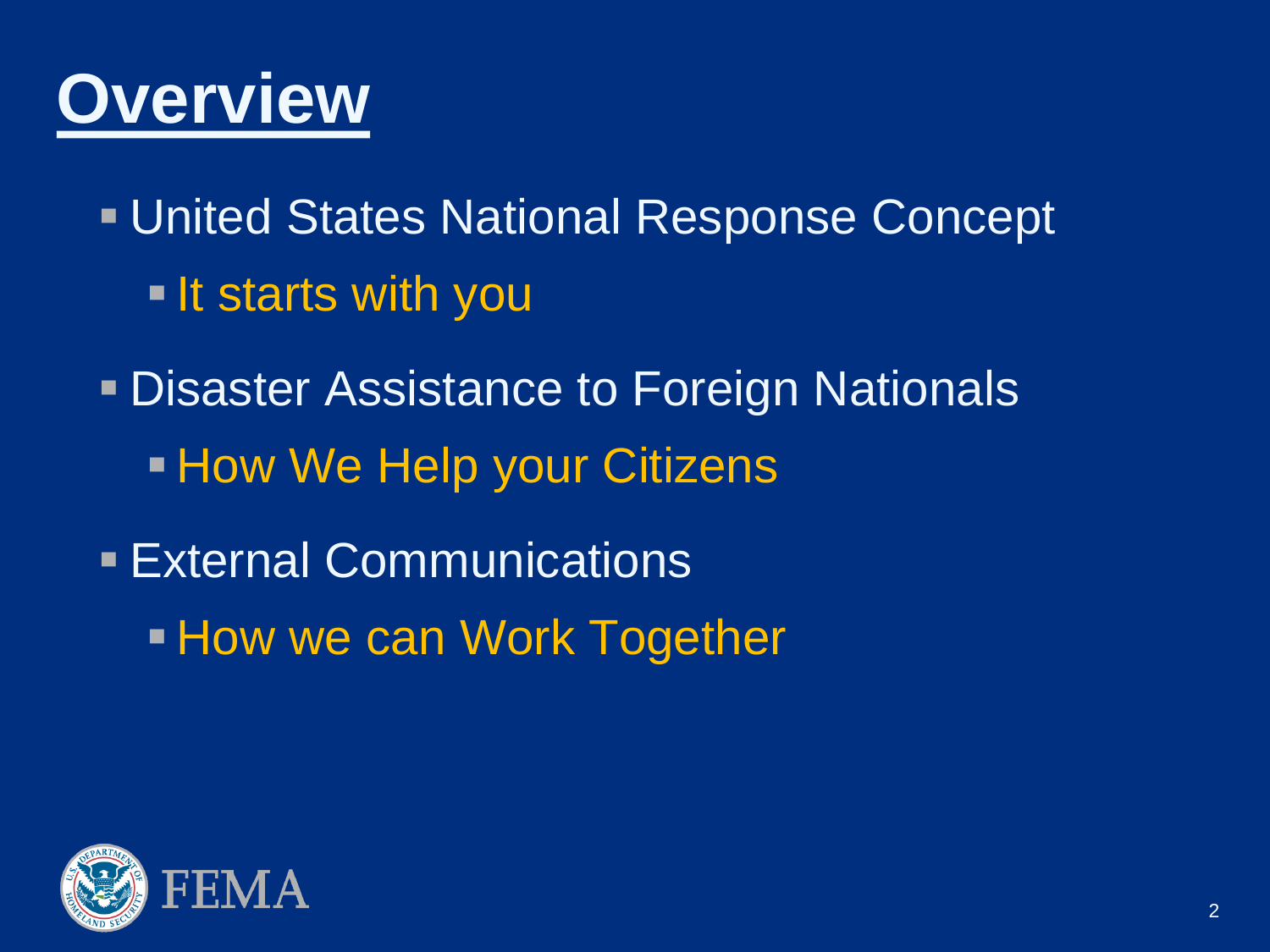# Overview

- United States National Response Concept
  - It starts with you
- Disaster Assistance to Foreign Nationals
  - How We Help your Citizens
- External Communications
  - How we can Work Together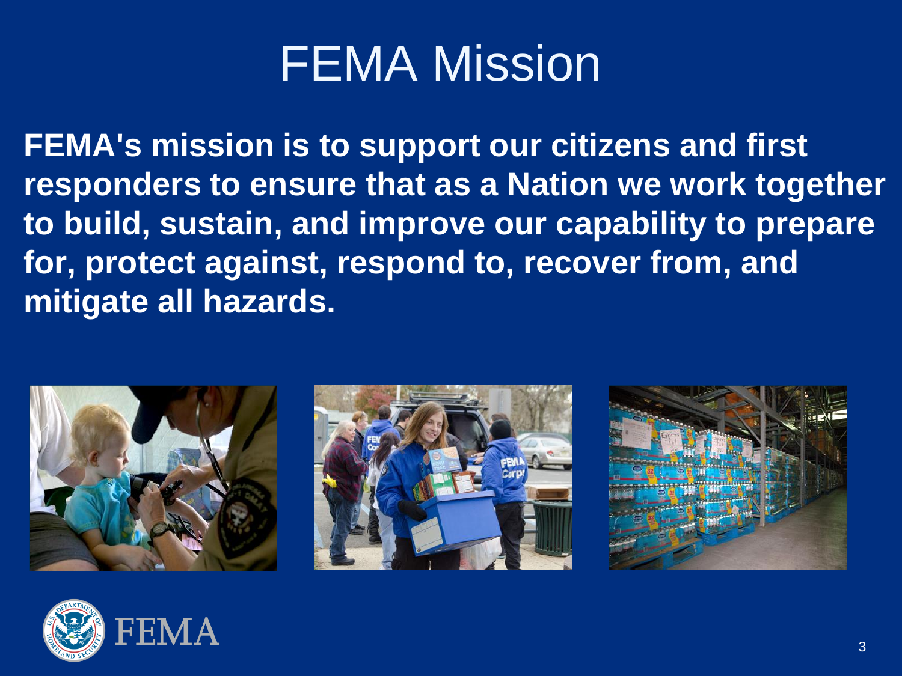# FEMA Mission

**FEMA's mission is to support our citizens and first responders to ensure that as a Nation we work together to build, sustain, and improve our capability to prepare for, protect against, respond to, recover from, and mitigate all hazards.**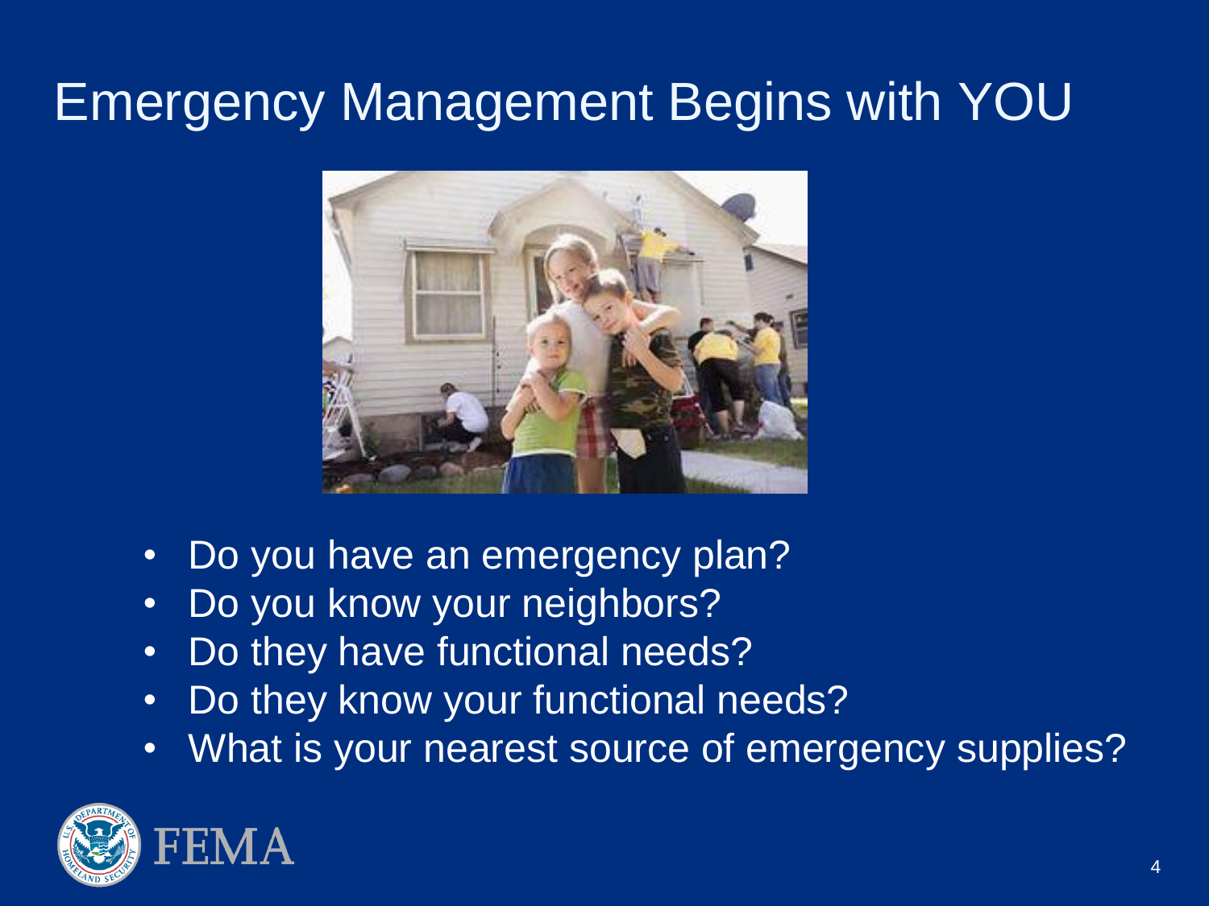# Emergency Management Begins with YOU

- Do you have an emergency plan?
- Do you know your neighbors?
- Do they have functional needs?
- Do they know your functional needs?
- What is your nearest source of emergency supplies?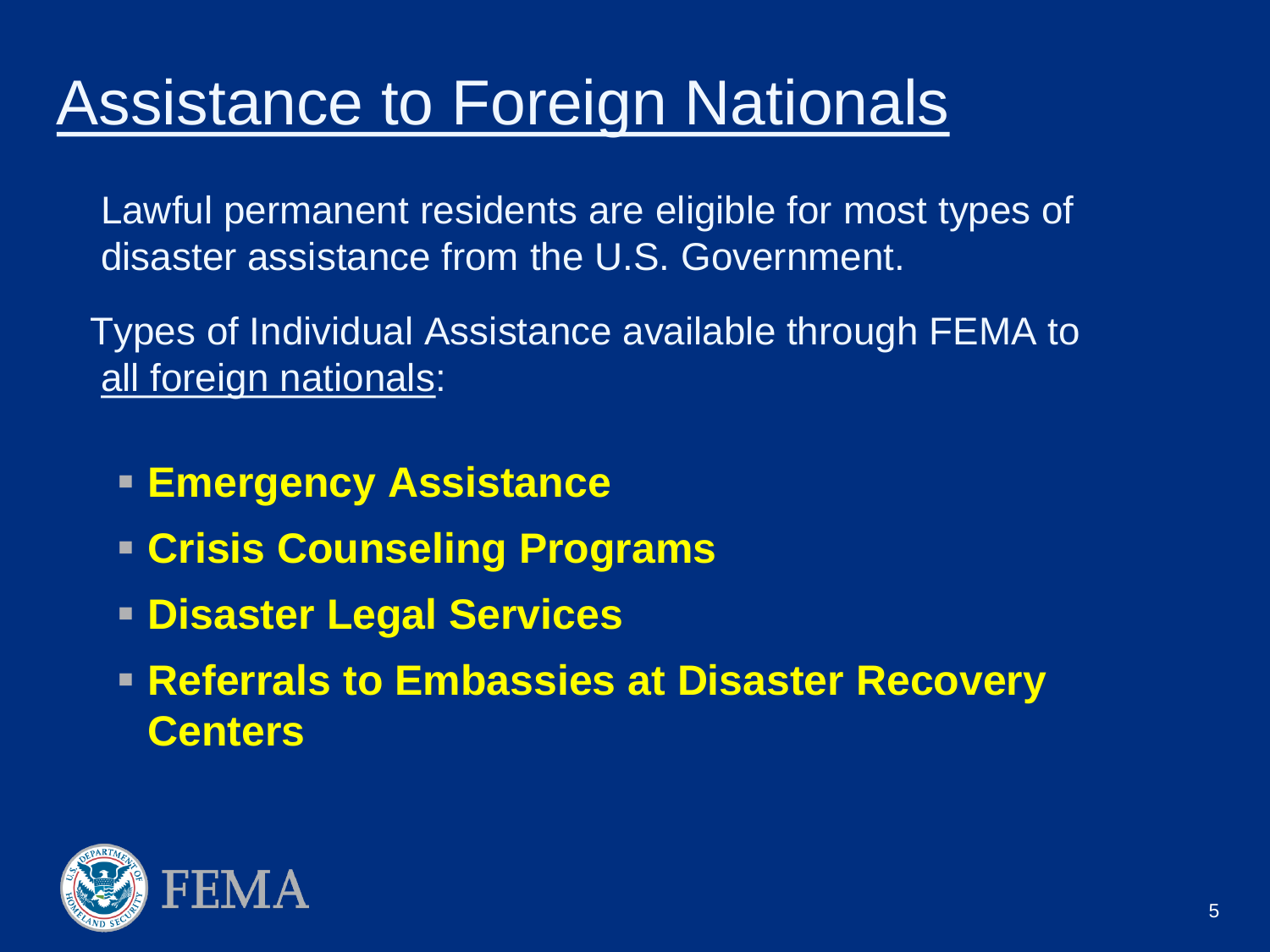# Assistance to Foreign Nationals

Lawful permanent residents are eligible for most types of disaster assistance from the U.S. Government.

Types of Individual Assistance available through FEMA to all foreign nationals:

- **Emergency Assistance**
- **Crisis Counseling Programs**
- **Disaster Legal Services**
- **Referrals to Embassies at Disaster Recovery Centers**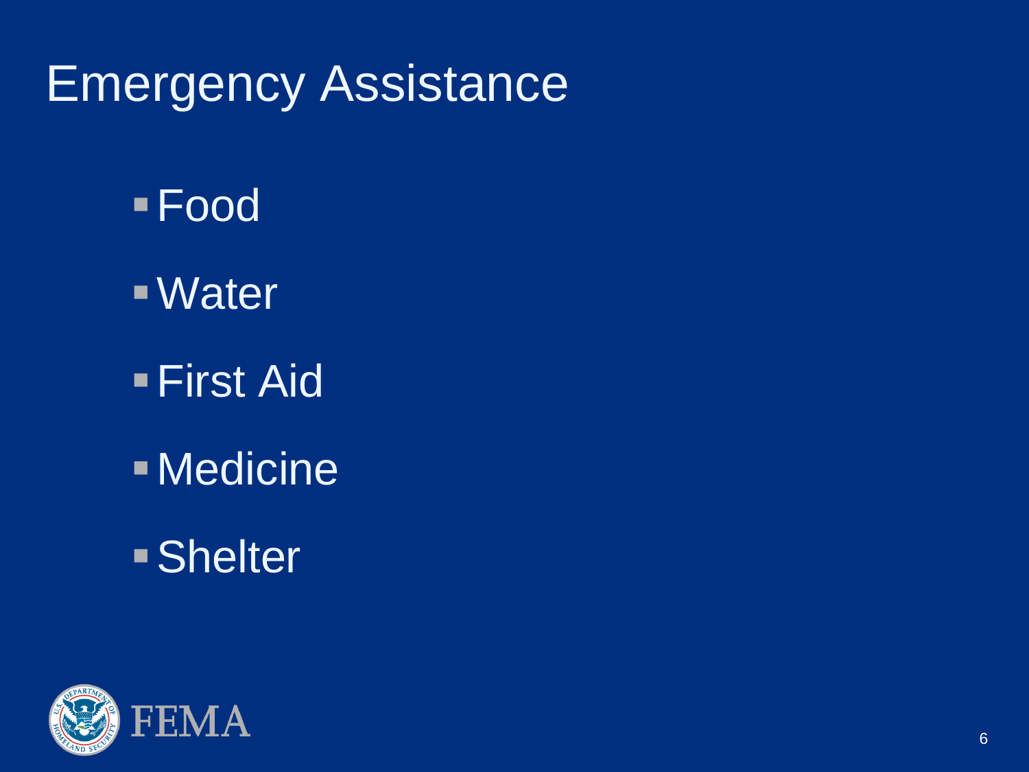# Emergency Assistance

- Food
- Water
- First Aid
- Medicine
- Shelter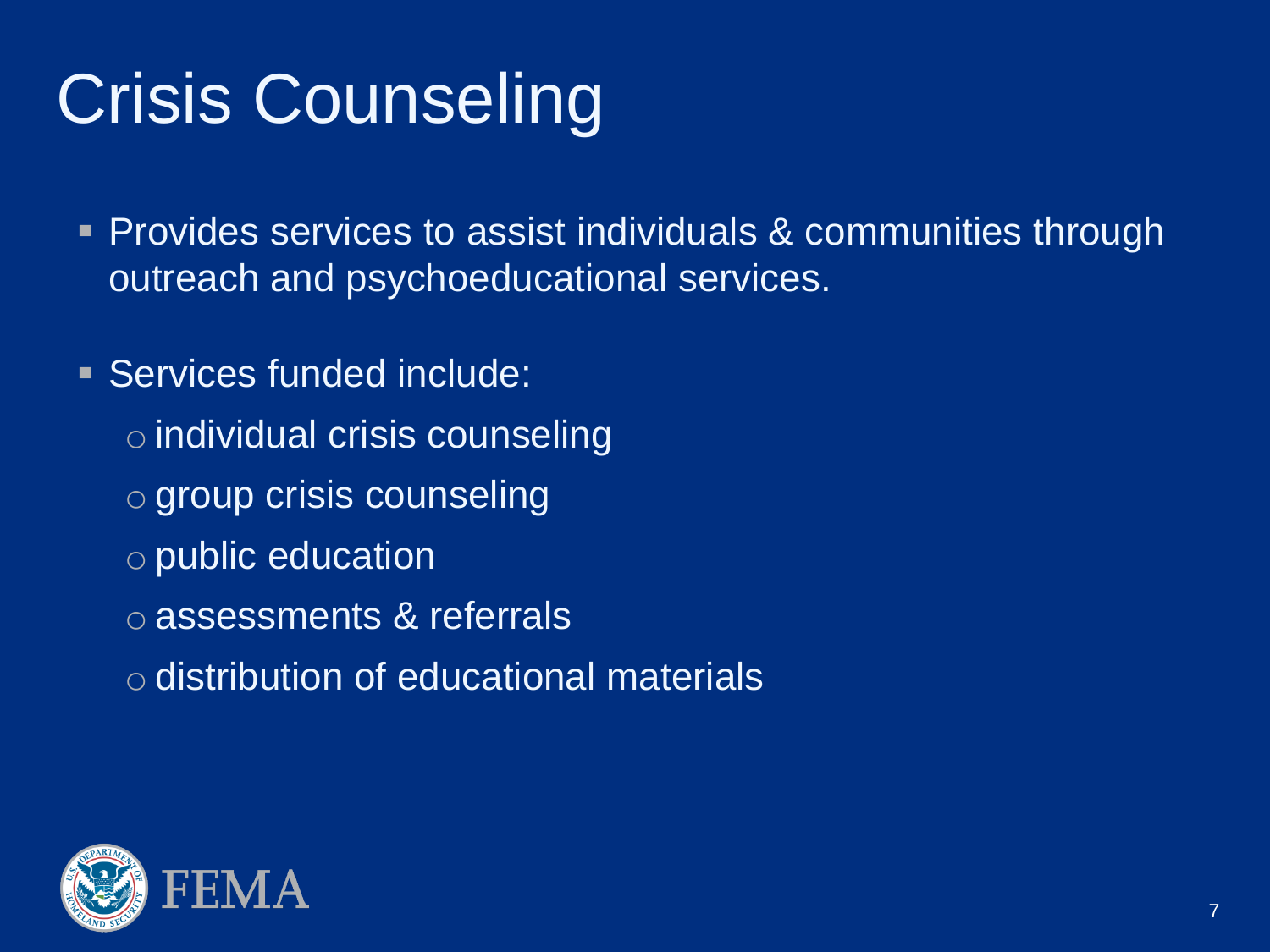# Crisis Counseling

- Provides services to assist individuals & communities through outreach and psychoeducational services.
- Services funded include:
  - individual crisis counseling
  - group crisis counseling
  - public education
  - assessments & referrals
  - distribution of educational materials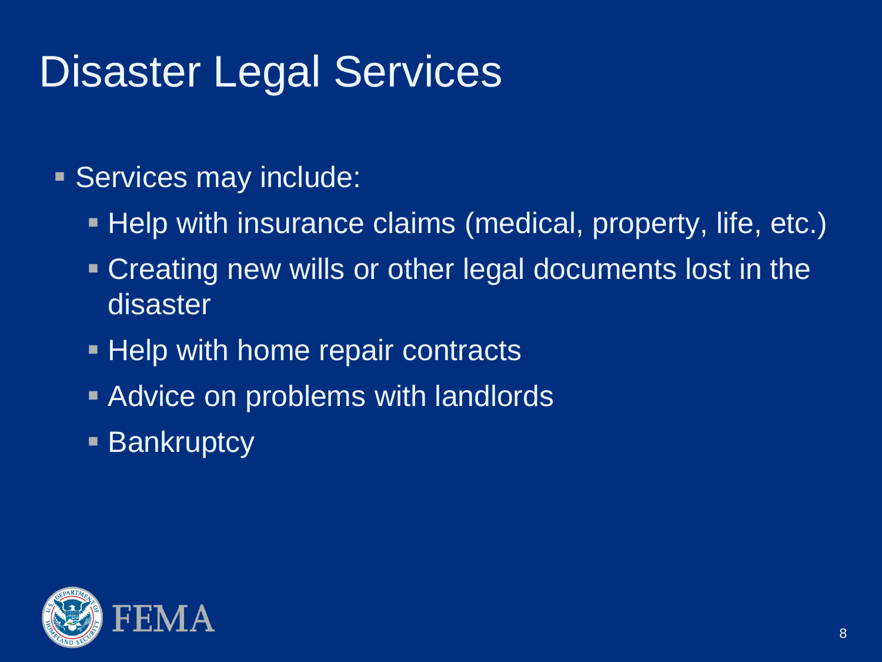# Disaster Legal Services

- Services may include:
  - Help with insurance claims (medical, property, life, etc.)
  - Creating new wills or other legal documents lost in the disaster
  - Help with home repair contracts
  - Advice on problems with landlords
  - Bankruptcy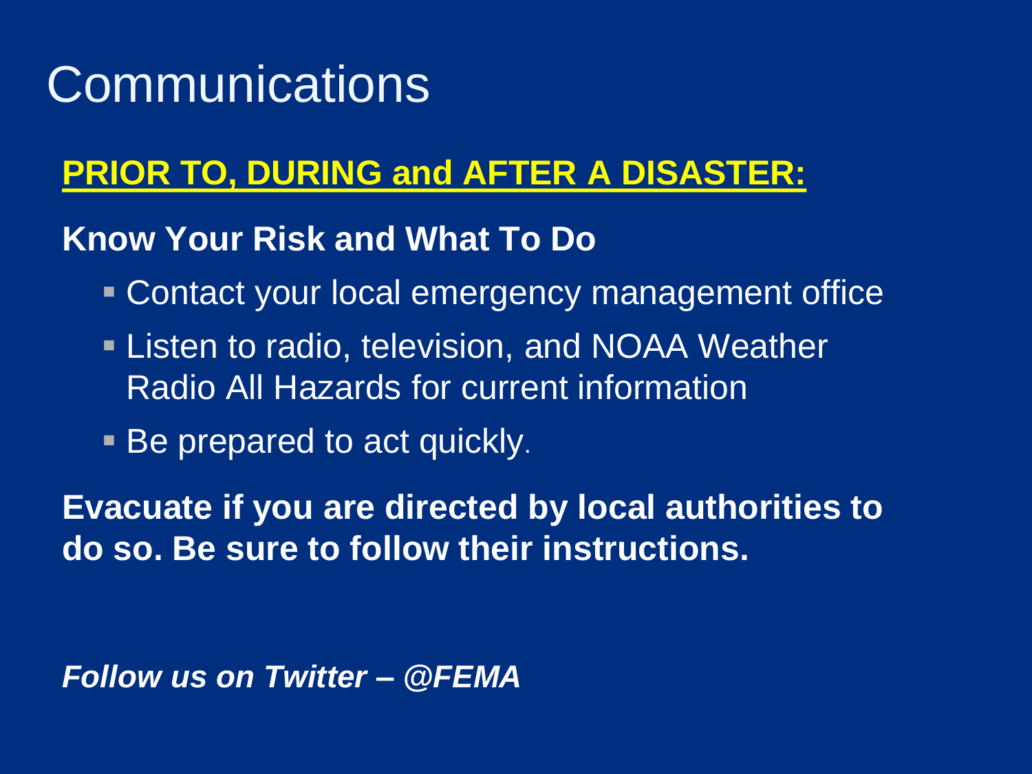# Communications

**PRIOR TO, DURING and AFTER A DISASTER:**

**Know Your Risk and What To Do**

- Contact your local emergency management office
- Listen to radio, television, and NOAA Weather Radio All Hazards for current information
- Be prepared to act quickly.

**Evacuate if you are directed by local authorities to do so. Be sure to follow their instructions.**

***Follow us on Twitter – @FEMA***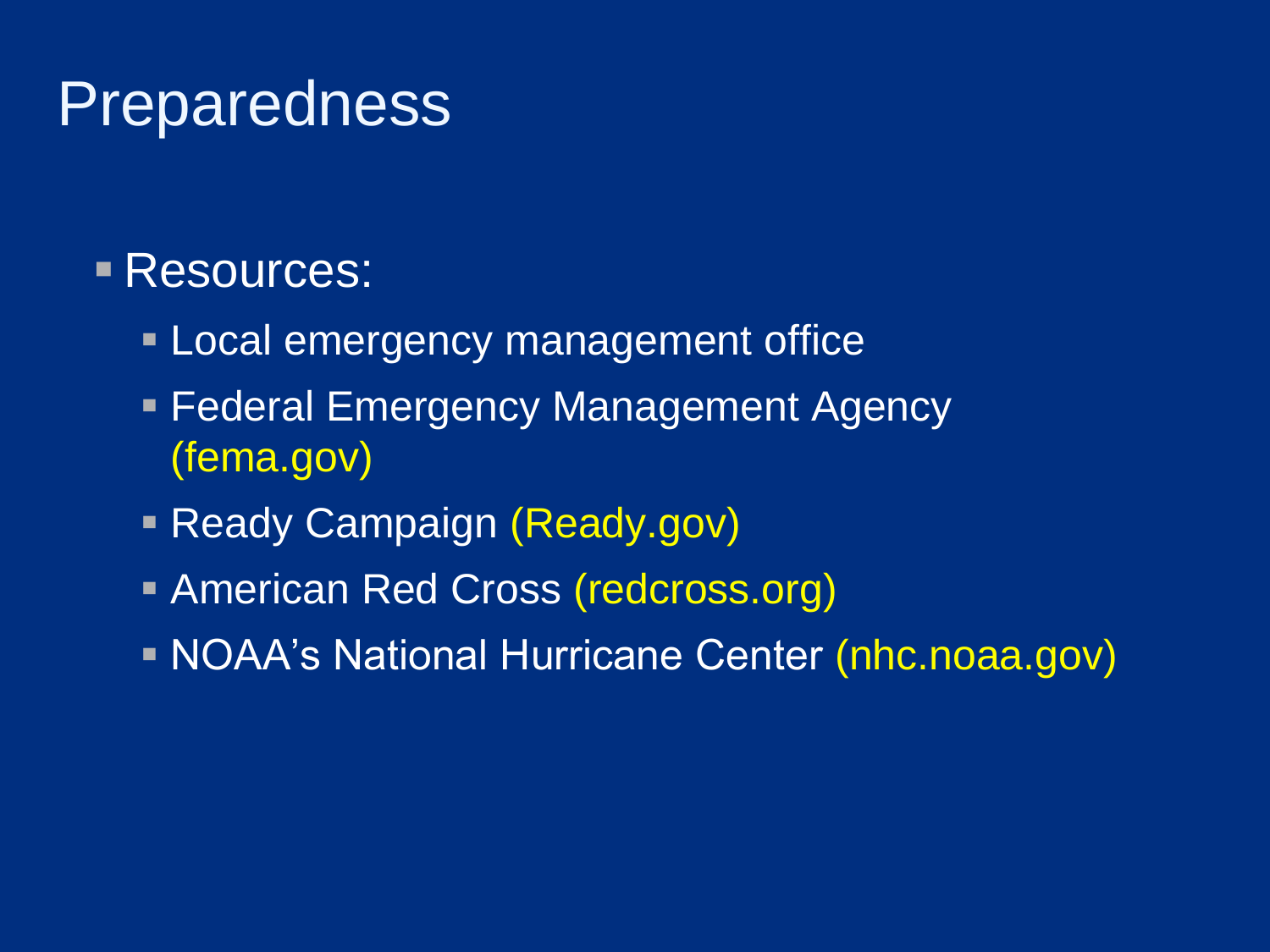# Preparedness

- Resources:
  - Local emergency management office
  - Federal Emergency Management Agency (fema.gov)
  - Ready Campaign (Ready.gov)
  - American Red Cross (redcross.org)
  - NOAA's National Hurricane Center (nhc.noaa.gov)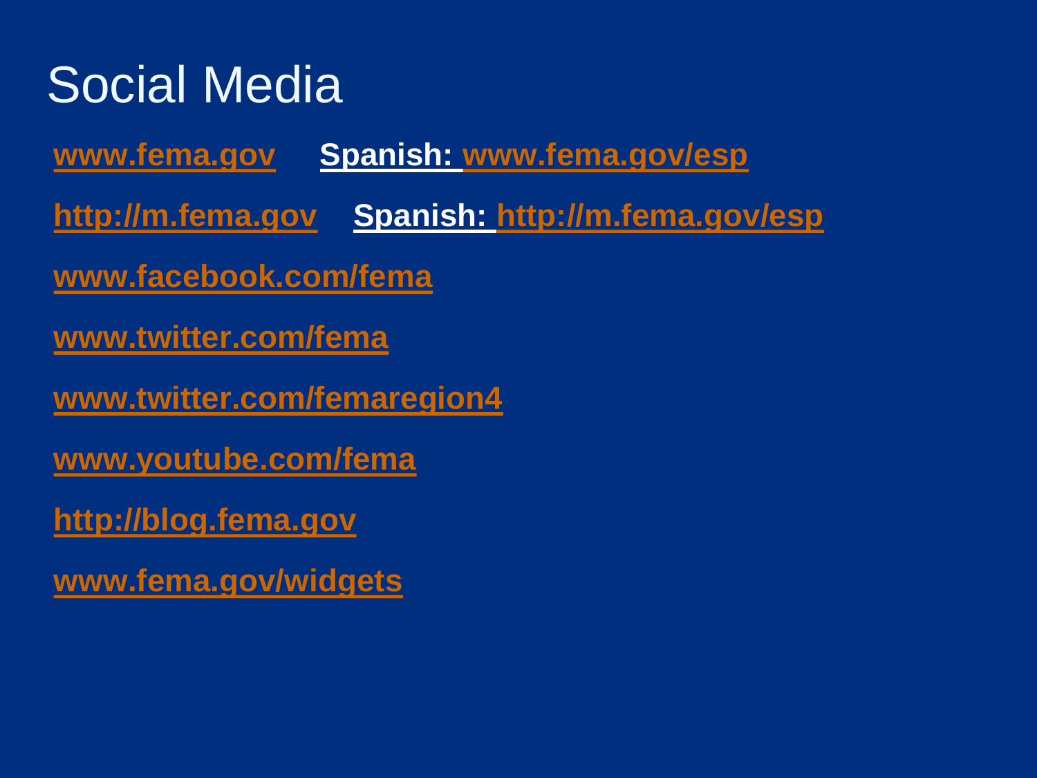# Social Media

www.fema.gov **Spanish:** www.fema.gov/esp

http://m.fema.gov **Spanish:** http://m.fema.gov/esp

www.facebook.com/fema

www.twitter.com/fema

www.twitter.com/femaregion4

www.youtube.com/fema

http://blog.fema.gov

www.fema.gov/widgets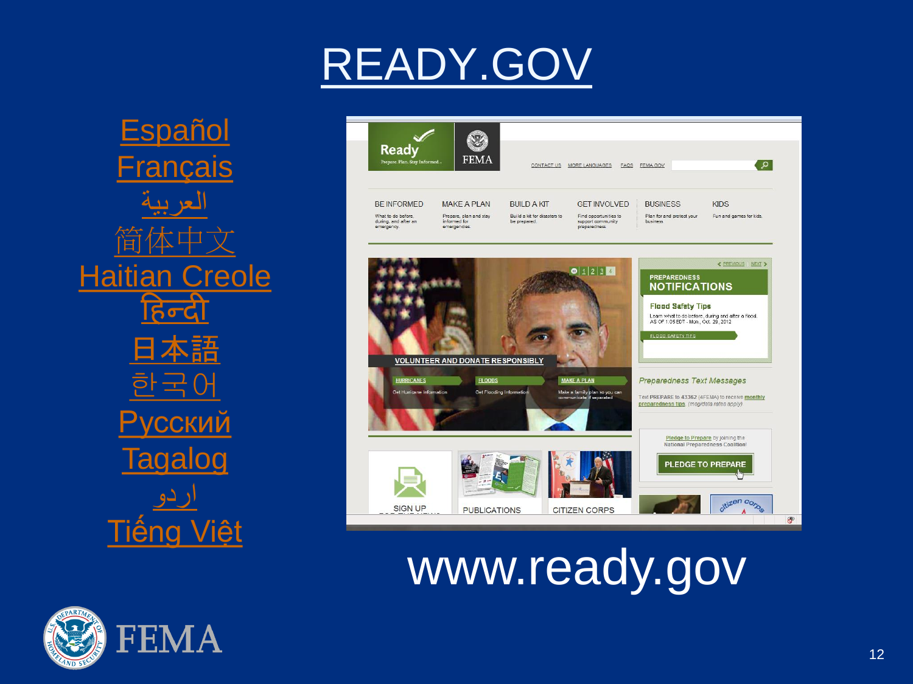# READY.GOV

- Español
- Français
- العربية
- 简体中文
- Haitian Creole
- हिन्दी
- 日本語
- 한국어
- Русский
- Tagalog
- اردو
- Tiếng Việt

www.ready.gov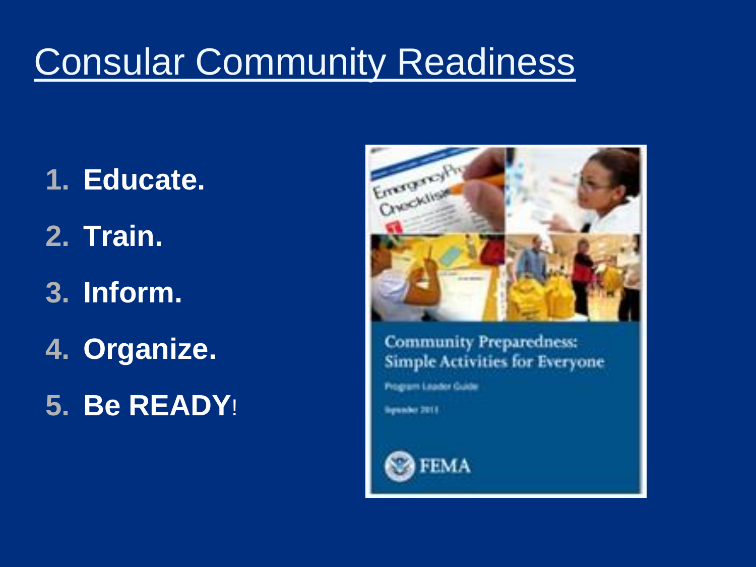# Consular Community Readiness

1. **Educate.**
2. **Train.**
3. **Inform.**
4. **Organize.**
5. **Be READY!**

Community Preparedness: Simple Activities for Everyone

Program Leader Guide

September 2011

FEMA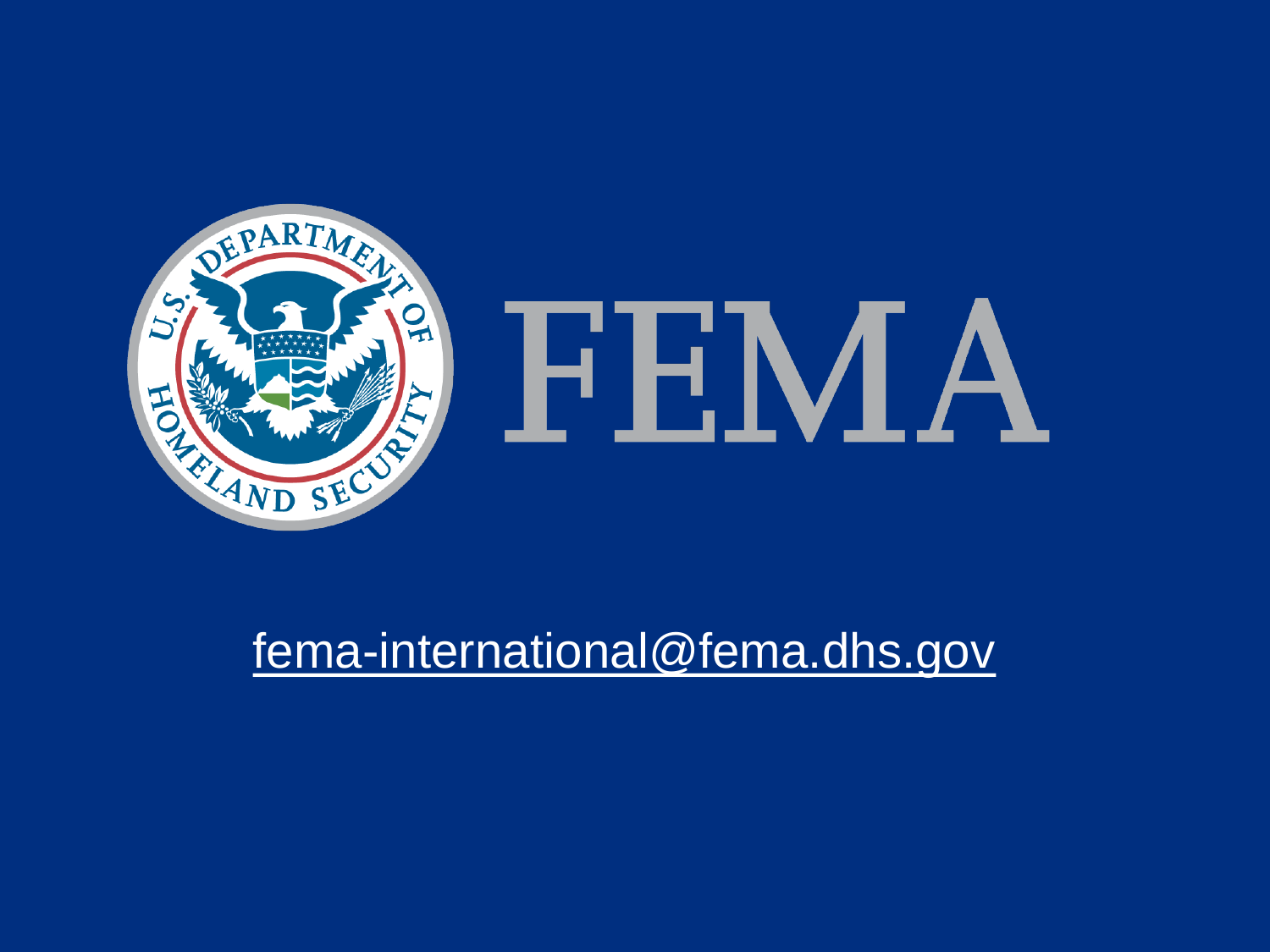FEMA

fema-international@fema.dhs.gov